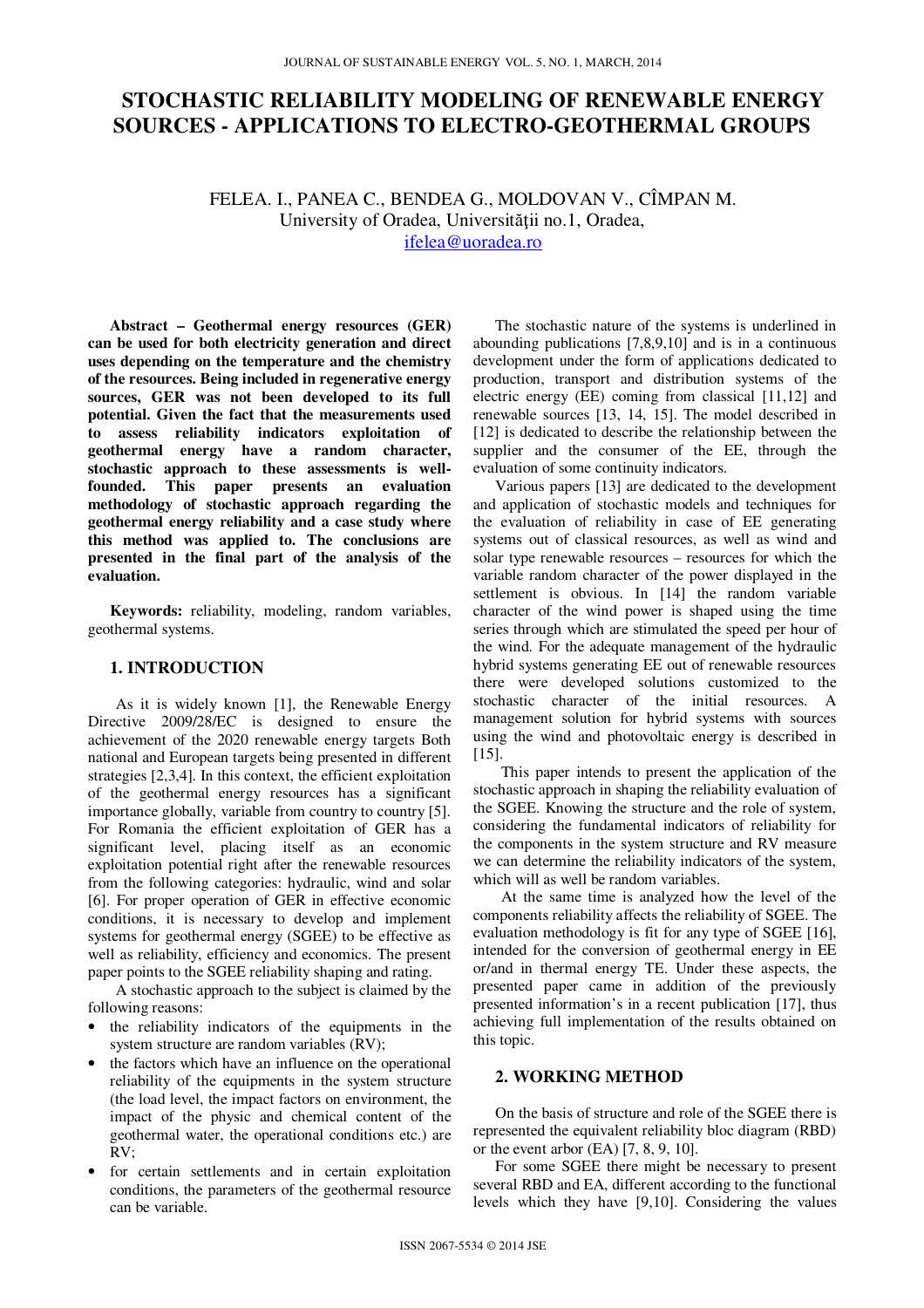# STOCHASTIC RELIABILITY MODELING OF RENEWABLE ENERGY SOURCES - APPLICATIONS TO ELECTRO-GEOTHERMAL GROUPS

FELEA. I., PANEA C., BENDEA G., MOLDOVAN V., CÎMPAN M.
University of Oradea, Universităţii no.1, Oradea,
ifelea@uoradea.ro

**Abstract – Geothermal energy resources (GER) can be used for both electricity generation and direct uses depending on the temperature and the chemistry of the resources. Being included in regenerative energy sources, GER was not been developed to its full potential. Given the fact that the measurements used to assess reliability indicators exploitation of geothermal energy have a random character, stochastic approach to these assessments is well-founded. This paper presents an evaluation methodology of stochastic approach regarding the geothermal energy reliability and a case study where this method was applied to. The conclusions are presented in the final part of the analysis of the evaluation.**

**Keywords:** reliability, modeling, random variables, geothermal systems.

## 1. INTRODUCTION

As it is widely known [1], the Renewable Energy Directive 2009/28/EC is designed to ensure the achievement of the 2020 renewable energy targets Both national and European targets being presented in different strategies [2,3,4]. In this context, the efficient exploitation of the geothermal energy resources has a significant importance globally, variable from country to country [5]. For Romania the efficient exploitation of GER has a significant level, placing itself as an economic exploitation potential right after the renewable resources from the following categories: hydraulic, wind and solar [6]. For proper operation of GER in effective economic conditions, it is necessary to develop and implement systems for geothermal energy (SGEE) to be effective as well as reliability, efficiency and economics. The present paper points to the SGEE reliability shaping and rating.

A stochastic approach to the subject is claimed by the following reasons:

- the reliability indicators of the equipments in the system structure are random variables (RV);
- the factors which have an influence on the operational reliability of the equipments in the system structure (the load level, the impact factors on environment, the impact of the physic and chemical content of the geothermal water, the operational conditions etc.) are RV;
- for certain settlements and in certain exploitation conditions, the parameters of the geothermal resource can be variable.

The stochastic nature of the systems is underlined in abounding publications [7,8,9,10] and is in a continuous development under the form of applications dedicated to production, transport and distribution systems of the electric energy (EE) coming from classical [11,12] and renewable sources [13, 14, 15]. The model described in [12] is dedicated to describe the relationship between the supplier and the consumer of the EE, through the evaluation of some continuity indicators.

Various papers [13] are dedicated to the development and application of stochastic models and techniques for the evaluation of reliability in case of EE generating systems out of classical resources, as well as wind and solar type renewable resources – resources for which the variable random character of the power displayed in the settlement is obvious. In [14] the random variable character of the wind power is shaped using the time series through which are stimulated the speed per hour of the wind. For the adequate management of the hydraulic hybrid systems generating EE out of renewable resources there were developed solutions customized to the stochastic character of the initial resources. A management solution for hybrid systems with sources using the wind and photovoltaic energy is described in [15].

This paper intends to present the application of the stochastic approach in shaping the reliability evaluation of the SGEE. Knowing the structure and the role of system, considering the fundamental indicators of reliability for the components in the system structure and RV measure we can determine the reliability indicators of the system, which will as well be random variables.

At the same time is analyzed how the level of the components reliability affects the reliability of SGEE. The evaluation methodology is fit for any type of SGEE [16], intended for the conversion of geothermal energy in EE or/and in thermal energy TE. Under these aspects, the presented paper came in addition of the previously presented information's in a recent publication [17], thus achieving full implementation of the results obtained on this topic.

## 2. WORKING METHOD

On the basis of structure and role of the SGEE there is represented the equivalent reliability bloc diagram (RBD) or the event arbor (EA) [7, 8, 9, 10].

For some SGEE there might be necessary to present several RBD and EA, different according to the functional levels which they have [9,10]. Considering the values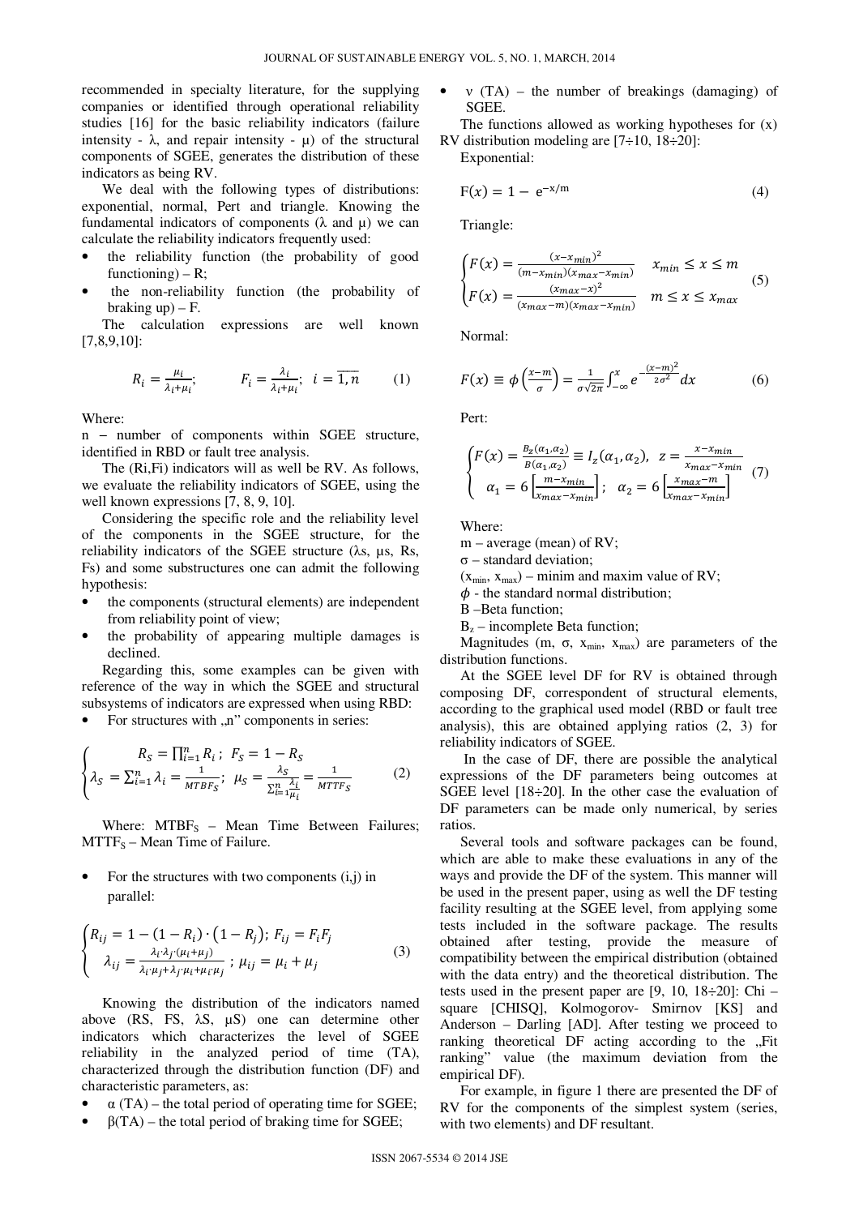recommended in specialty literature, for the supplying companies or identified through operational reliability studies [16] for the basic reliability indicators (failure intensity - λ, and repair intensity - μ) of the structural components of SGEE, generates the distribution of these indicators as being RV.

We deal with the following types of distributions: exponential, normal, Pert and triangle. Knowing the fundamental indicators of components (λ and μ) we can calculate the reliability indicators frequently used:

- the reliability function (the probability of good functioning) – R;
- the non-reliability function (the probability of braking up) – F.

The calculation expressions are well known [7,8,9,10]:

$$R_i = \frac{\mu_i}{\lambda_i+\mu_i}; \qquad F_i = \frac{\lambda_i}{\lambda_i+\mu_i}; \;\; i = \overline{1,n} \tag{1}$$

Where:

n – number of components within SGEE structure, identified in RBD or fault tree analysis.

The (Ri,Fi) indicators will as well be RV. As follows, we evaluate the reliability indicators of SGEE, using the well known expressions [7, 8, 9, 10].

Considering the specific role and the reliability level of the components in the SGEE structure, for the reliability indicators of the SGEE structure (λs, μs, Rs, Fs) and some substructures one can admit the following hypothesis:

- the components (structural elements) are independent from reliability point of view;
- the probability of appearing multiple damages is declined.

Regarding this, some examples can be given with reference of the way in which the SGEE and structural subsystems of indicators are expressed when using RBD:

- For structures with „n" components in series:

$$\begin{cases} R_S = \prod_{i=1}^{n} R_i\,; \;\; F_S = 1 - R_S \\ \lambda_S = \sum_{i=1}^{n} \lambda_i = \frac{1}{MTBF_S}; \;\; \mu_S = \frac{\lambda_S}{\sum_{i=1}^{n} \frac{\lambda_i}{\mu_i}} = \frac{1}{MTTF_S} \end{cases} \tag{2}$$

Where: $MTBF_S$ – Mean Time Between Failures; $MTTF_S$ – Mean Time of Failure.

- For the structures with two components (i,j) in parallel:

$$\begin{cases} R_{ij} = 1 - (1-R_i)\cdot(1-R_j); \; F_{ij} = F_i F_j \\ \lambda_{ij} = \frac{\lambda_i \cdot \lambda_j \cdot (\mu_i+\mu_j)}{\lambda_i \cdot \mu_j + \lambda_j \cdot \mu_i + \mu_i \cdot \mu_j}\,; \; \mu_{ij} = \mu_i + \mu_j \end{cases} \tag{3}$$

Knowing the distribution of the indicators named above (RS, FS, λS, μS) one can determine other indicators which characterizes the level of SGEE reliability in the analyzed period of time (TA), characterized through the distribution function (DF) and characteristic parameters, as:

- α (TA) – the total period of operating time for SGEE;
- β(TA) – the total period of braking time for SGEE;
- ν (TA) – the number of breakings (damaging) of SGEE.

The functions allowed as working hypotheses for (x) RV distribution modeling are [7÷10, 18÷20]:

Exponential:

$$F(x) = 1 - e^{-x/m} \tag{4}$$

Triangle:

$$\begin{cases} F(x) = \frac{(x-x_{min})^2}{(m-x_{min})(x_{max}-x_{min})} & x_{min} \le x \le m \\ F(x) = \frac{(x_{max}-x)^2}{(x_{max}-m)(x_{max}-x_{min})} & m \le x \le x_{max} \end{cases} \tag{5}$$

Normal:

$$F(x) \equiv \phi\left(\frac{x-m}{\sigma}\right) = \frac{1}{\sigma\sqrt{2\pi}} \int_{-\infty}^{x} e^{-\frac{(x-m)^2}{2\sigma^2}} dx \tag{6}$$

Pert:

$$\begin{cases} F(x) = \frac{B_z(\alpha_1,\alpha_2)}{B(\alpha_1,\alpha_2)} \equiv I_z(\alpha_1,\alpha_2), \;\; z = \frac{x-x_{min}}{x_{max}-x_{min}} \\ \alpha_1 = 6\left[\frac{m-x_{min}}{x_{max}-x_{min}}\right]; \;\; \alpha_2 = 6\left[\frac{x_{max}-m}{x_{max}-x_{min}}\right] \end{cases} \tag{7}$$

Where:

m – average (mean) of RV;

σ – standard deviation;

($x_{min}$, $x_{max}$) – minim and maxim value of RV;

$\phi$ - the standard normal distribution;

B –Beta function;

$B_z$ – incomplete Beta function;

Magnitudes (m, σ, $x_{min}$, $x_{max}$) are parameters of the distribution functions.

At the SGEE level DF for RV is obtained through composing DF, correspondent of structural elements, according to the graphical used model (RBD or fault tree analysis), this are obtained applying ratios (2, 3) for reliability indicators of SGEE.

In the case of DF, there are possible the analytical expressions of the DF parameters being outcomes at SGEE level [18÷20]. In the other case the evaluation of DF parameters can be made only numerical, by series ratios.

Several tools and software packages can be found, which are able to make these evaluations in any of the ways and provide the DF of the system. This manner will be used in the present paper, using as well the DF testing facility resulting at the SGEE level, from applying some tests included in the software package. The results obtained after testing, provide the measure of compatibility between the empirical distribution (obtained with the data entry) and the theoretical distribution. The tests used in the present paper are [9, 10, 18÷20]: Chi – square [CHISQ], Kolmogorov- Smirnov [KS] and Anderson – Darling [AD]. After testing we proceed to ranking theoretical DF acting according to the „Fit ranking" value (the maximum deviation from the empirical DF).

For example, in figure 1 there are presented the DF of RV for the components of the simplest system (series, with two elements) and DF resultant.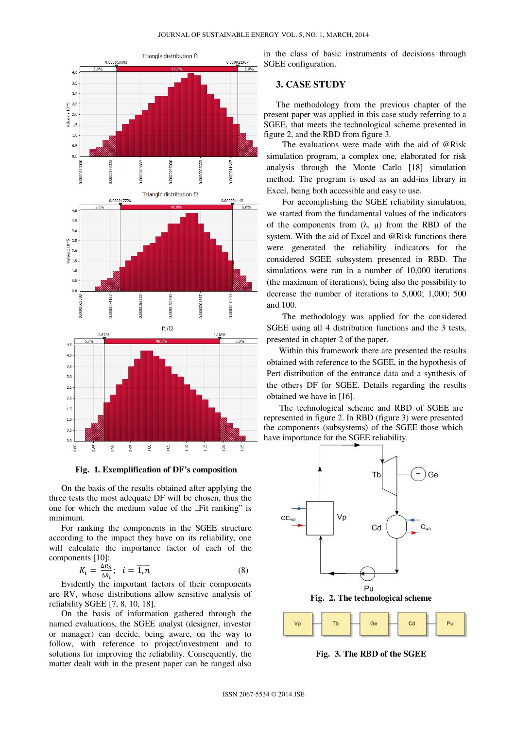**Fig. 1. Exemplification of DF's composition**

On the basis of the results obtained after applying the three tests the most adequate DF will be chosen, thus the one for which the medium value of the „Fit ranking" is minimum.

For ranking the components in the SGEE structure according to the impact they have on its reliability, one will calculate the importance factor of each of the components [10]:

$$K_i = \frac{\Delta R_S}{\Delta R_i}; \quad i = \overline{1,n} \tag{8}$$

Evidently the important factors of their components are RV, whose distributions allow sensitive analysis of reliability SGEE [7, 8, 10, 18].

On the basis of information gathered through the named evaluations, the SGEE analyst (designer, investor or manager) can decide, being aware, on the way to follow, with reference to project/investment and solutions for improving the reliability. Consequently, the matter dealt with in the present paper can be ranged also in the class of basic instruments of decisions through SGEE configuration.

## 3. CASE STUDY

The methodology from the previous chapter of the present paper was applied in this case study referring to a SGEE, that meets the technological scheme presented in figure 2, and the RBD from figure 3.

The evaluations were made with the aid of @Risk simulation program, a complex one, elaborated for risk analysis through the Monte Carlo [18] simulation method. The program is used as an add-ins library in Excel, being both accessible and easy to use.

For accomplishing the SGEE reliability simulation, we started from the fundamental values of the indicators of the components from (λ, μ) from the RBD of the system. With the aid of Excel and @Risk functions there were generated the reliability indicators for the considered SGEE subsystem presented in RBD. The simulations were run in a number of 10,000 iterations (the maximum of iterations), being also the possibility to decrease the number of iterations to 5,000; 1,000; 500 and 100.

The methodology was applied for the considered SGEE using all 4 distribution functions and the 3 tests, presented in chapter 2 of the paper.

Within this framework there are presented the results obtained with reference to the SGEE, in the hypothesis of Pert distribution of the entrance data and a synthesis of the others DF for SGEE. Details regarding the results obtained we have in [16].

The technological scheme and RBD of SGEE are represented in figure 2. In RBD (figure 3) were presented the components (subsystems) of the SGEE those which have importance for the SGEE reliability.

**Fig. 2. The technological scheme**

**Fig. 3. The RBD of the SGEE**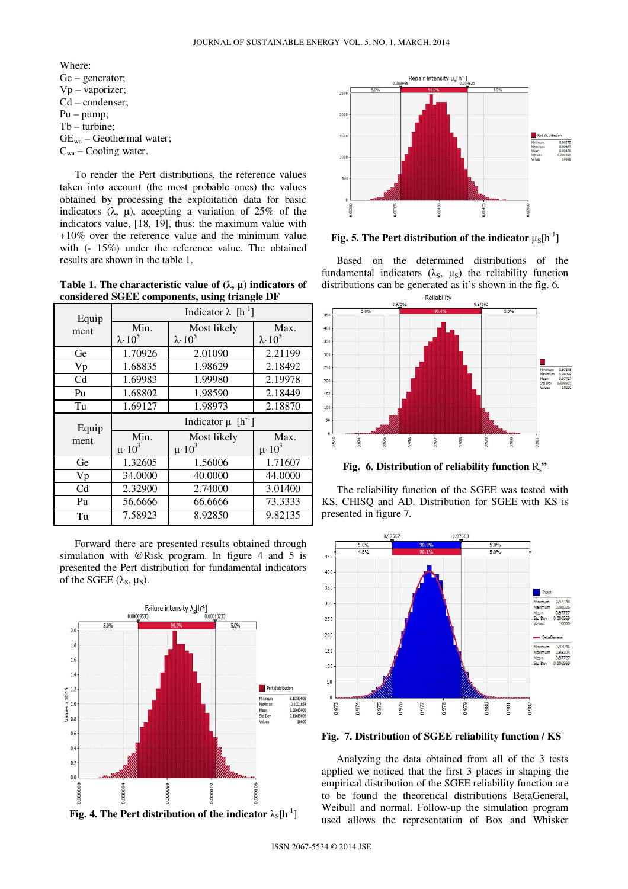Where:
Ge – generator;
Vp – vaporizer;
Cd – condenser;
Pu – pump;
Tb – turbine;
$GE_{wa}$ – Geothermal water;
$C_{wa}$ – Cooling water.

To render the Pert distributions, the reference values taken into account (the most probable ones) the values obtained by processing the exploitation data for basic indicators (λ, μ), accepting a variation of 25% of the indicators value, [18, 19], thus: the maximum value with +10% over the reference value and the minimum value with (- 15%) under the reference value. The obtained results are shown in the table 1.

**Table 1. The characteristic value of (λ, μ) indicators of considered SGEE components, using triangle DF**

| Equipment | Indicator λ $[h^{-1}]$ | | |
|---|---|---|---|
| | Min. $\lambda \cdot 10^5$ | Most likely $\lambda \cdot 10^5$ | Max. $\lambda \cdot 10^5$ |
| Ge | 1.70926 | 2.01090 | 2.21199 |
| Vp | 1.68835 | 1.98629 | 2.18492 |
| Cd | 1.69983 | 1.99980 | 2.19978 |
| Pu | 1.68802 | 1.98590 | 2.18449 |
| Tu | 1.69127 | 1.98973 | 2.18870 |
| **Equipment** | **Indicator μ $[h^{-1}]$** | | |
| | Min. $\mu \cdot 10^3$ | Most likely $\mu \cdot 10^3$ | Max. $\mu \cdot 10^3$ |
| Ge | 1.32605 | 1.56006 | 1.71607 |
| Vp | 34.0000 | 40.0000 | 44.0000 |
| Cd | 2.32900 | 2.74000 | 3.01400 |
| Pu | 56.6666 | 66.6666 | 73.3333 |
| Tu | 7.58923 | 8.92850 | 9.82135 |

Forward there are presented results obtained through simulation with @Risk program. In figure 4 and 5 is presented the Pert distribution for fundamental indicators of the SGEE ($\lambda_S$, $\mu_S$).

**Fig. 4. The Pert distribution of the indicator $\lambda_S[h^{-1}]$**

**Fig. 5. The Pert distribution of the indicator $\mu_S[h^{-1}]$**

Based on the determined distributions of the fundamental indicators ($\lambda_S$, $\mu_S$) the reliability function distributions can be generated as it's shown in the fig. 6.

**Fig. 6. Distribution of reliability function $R_s$"**

The reliability function of the SGEE was tested with KS, CHISQ and AD. Distribution for SGEE with KS is presented in figure 7.

**Fig. 7. Distribution of SGEE reliability function / KS**

Analyzing the data obtained from all of the 3 tests applied we noticed that the first 3 places in shaping the empirical distribution of the SGEE reliability function are to be found the theoretical distributions BetaGeneral, Weibull and normal. Follow-up the simulation program used allows the representation of Box and Whisker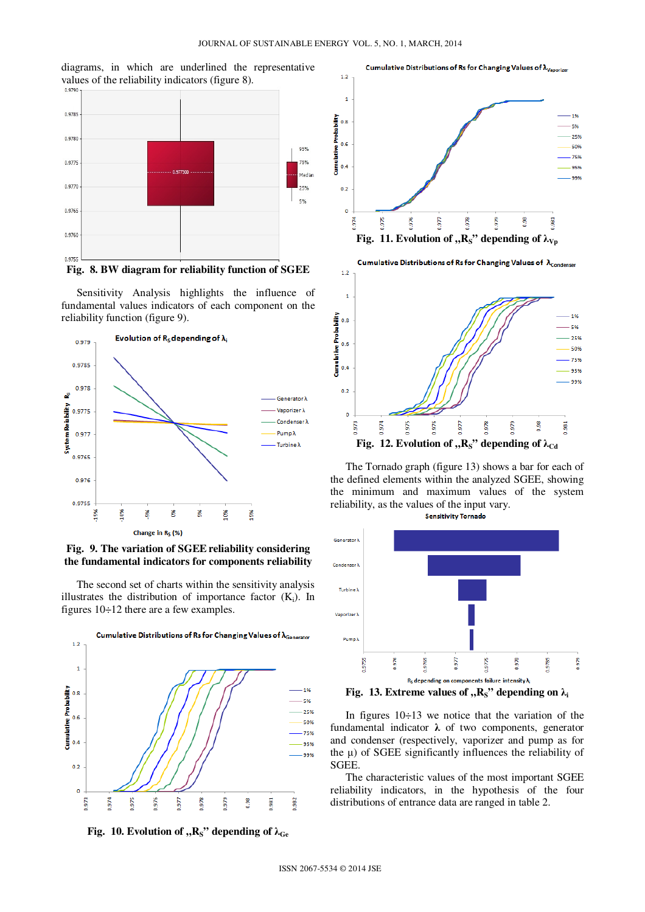diagrams, in which are underlined the representative values of the reliability indicators (figure 8).

Fig. 8. BW diagram for reliability function of SGEE

Sensitivity Analysis highlights the influence of fundamental values indicators of each component on the reliability function (figure 9).

Fig. 9. The variation of SGEE reliability considering the fundamental indicators for components reliability

The second set of charts within the sensitivity analysis illustrates the distribution of importance factor ($K_i$). In figures 10÷12 there are a few examples.

Fig. 10. Evolution of „$R_S$" depending of $\lambda_{Ge}$

Fig. 11. Evolution of „$R_S$" depending of $\lambda_{Vp}$

Fig. 12. Evolution of „$R_S$" depending of $\lambda_{Cd}$

The Tornado graph (figure 13) shows a bar for each of the defined elements within the analyzed SGEE, showing the minimum and maximum values of the system reliability, as the values of the input vary.

Fig. 13. Extreme values of „$R_S$" depending on $\lambda_i$

In figures 10÷13 we notice that the variation of the fundamental indicator **λ** of two components, generator and condenser (respectively, vaporizer and pump as for the μ) of SGEE significantly influences the reliability of SGEE.

The characteristic values of the most important SGEE reliability indicators, in the hypothesis of the four distributions of entrance data are ranged in table 2.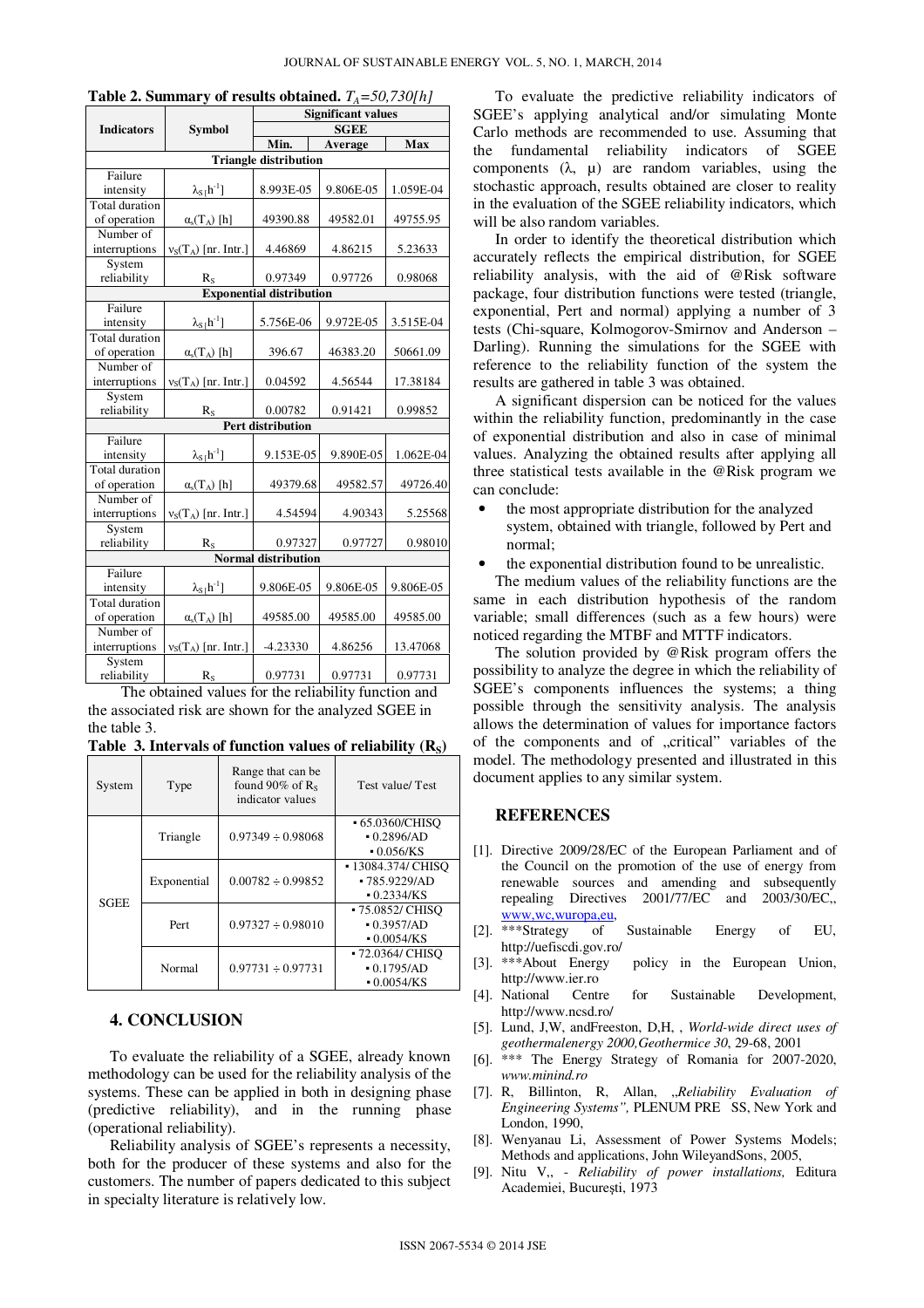**Table 2. Summary of results obtained.** $T_A$=*50,730[h]*

| Indicators | Symbol | Significant values SGEE | | |
|---|---|---|---|---|
| | | Min. | Average | Max |
| **Triangle distribution** | | | | |
| Failure intensity | $\lambda_S[h^{-1}]$ | 8.993E-05 | 9.806E-05 | 1.059E-04 |
| Total duration of operation | $\alpha_s(T_A)$ [h] | 49390.88 | 49582.01 | 49755.95 |
| Number of interruptions | $\nu_S(T_A)$ [nr. Intr.] | 4.46869 | 4.86215 | 5.23633 |
| System reliability | $R_S$ | 0.97349 | 0.97726 | 0.98068 |
| **Exponential distribution** | | | | |
| Failure intensity | $\lambda_S[h^{-1}]$ | 5.756E-06 | 9.972E-05 | 3.515E-04 |
| Total duration of operation | $\alpha_s(T_A)$ [h] | 396.67 | 46383.20 | 50661.09 |
| Number of interruptions | $\nu_S(T_A)$ [nr. Intr.] | 0.04592 | 4.56544 | 17.38184 |
| System reliability | $R_S$ | 0.00782 | 0.91421 | 0.99852 |
| **Pert distribution** | | | | |
| Failure intensity | $\lambda_S[h^{-1}]$ | 9.153E-05 | 9.890E-05 | 1.062E-04 |
| Total duration of operation | $\alpha_s(T_A)$ [h] | 49379.68 | 49582.57 | 49726.40 |
| Number of interruptions | $\nu_S(T_A)$ [nr. Intr.] | 4.54594 | 4.90343 | 5.25568 |
| System reliability | $R_S$ | 0.97327 | 0.97727 | 0.98010 |
| **Normal distribution** | | | | |
| Failure intensity | $\lambda_S[h^{-1}]$ | 9.806E-05 | 9.806E-05 | 9.806E-05 |
| Total duration of operation | $\alpha_s(T_A)$ [h] | 49585.00 | 49585.00 | 49585.00 |
| Number of interruptions | $\nu_S(T_A)$ [nr. Intr.] | -4.23330 | 4.86256 | 13.47068 |
| System reliability | $R_S$ | 0.97731 | 0.97731 | 0.97731 |

The obtained values for the reliability function and the associated risk are shown for the analyzed SGEE in the table 3.

**Table 3. Intervals of function values of reliability ($R_S$)**

| System | Type | Range that can be found 90% of $R_S$ indicator values | Test value/ Test |
|---|---|---|---|
| SGEE | Triangle | 0.97349 ÷ 0.98068 | ▪ 65.0360/CHISQ ▪ 0.2896/AD ▪ 0.056/KS |
| | Exponential | 0.00782 ÷ 0.99852 | ▪ 13084.374/ CHISQ ▪ 785.9229/AD ▪ 0.2334/KS |
| | Pert | 0.97327 ÷ 0.98010 | ▪ 75.0852/ CHISQ ▪ 0.3957/AD ▪ 0.0054/KS |
| | Normal | 0.97731 ÷ 0.97731 | ▪ 72.0364/ CHISQ ▪ 0.1795/AD ▪ 0.0054/KS |

## 4. CONCLUSION

To evaluate the reliability of a SGEE, already known methodology can be used for the reliability analysis of the systems. These can be applied in both in designing phase (predictive reliability), and in the running phase (operational reliability).

Reliability analysis of SGEE's represents a necessity, both for the producer of these systems and also for the customers. The number of papers dedicated to this subject in specialty literature is relatively low.

To evaluate the predictive reliability indicators of SGEE's applying analytical and/or simulating Monte Carlo methods are recommended to use. Assuming that the fundamental reliability indicators of SGEE components ($\lambda$, $\mu$) are random variables, using the stochastic approach, results obtained are closer to reality in the evaluation of the SGEE reliability indicators, which will be also random variables.

In order to identify the theoretical distribution which accurately reflects the empirical distribution, for SGEE reliability analysis, with the aid of @Risk software package, four distribution functions were tested (triangle, exponential, Pert and normal) applying a number of 3 tests (Chi-square, Kolmogorov-Smirnov and Anderson – Darling). Running the simulations for the SGEE with reference to the reliability function of the system the results are gathered in table 3 was obtained.

A significant dispersion can be noticed for the values within the reliability function, predominantly in the case of exponential distribution and also in case of minimal values. Analyzing the obtained results after applying all three statistical tests available in the @Risk program we can conclude:

- the most appropriate distribution for the analyzed system, obtained with triangle, followed by Pert and normal;
- the exponential distribution found to be unrealistic.

The medium values of the reliability functions are the same in each distribution hypothesis of the random variable; small differences (such as a few hours) were noticed regarding the MTBF and MTTF indicators.

The solution provided by @Risk program offers the possibility to analyze the degree in which the reliability of SGEE's components influences the systems; a thing possible through the sensitivity analysis. The analysis allows the determination of values for importance factors of the components and of „critical" variables of the model. The methodology presented and illustrated in this document applies to any similar system.

## REFERENCES

[1]. Directive 2009/28/EC of the European Parliament and of the Council on the promotion of the use of energy from renewable sources and amending and subsequently repealing Directives 2001/77/EC and 2003/30/EC,, www,wc,wuropa,eu,

[2]. ***Strategy of Sustainable Energy of EU, http://uefiscdi.gov.ro/

[3]. ***About Energy policy in the European Union, http://www.ier.ro

[4]. National Centre for Sustainable Development, http://www.ncsd.ro/

[5]. Lund, J,W, andFreeston, D,H, , *World-wide direct uses of geothermalenergy 2000,Geothermice 30*, 29-68, 2001

[6]. *** The Energy Strategy of Romania for 2007-2020, *www.minind.ro*

[7]. R, Billinton, R, Allan, „*Reliability Evaluation of Engineering Systems",* PLENUM PRE SS, New York and London, 1990,

[8]. Wenyanau Li, Assessment of Power Systems Models; Methods and applications, John WileyandSons, 2005,

[9]. Nitu V,, - *Reliability of power installations,* Editura Academiei, București, 1973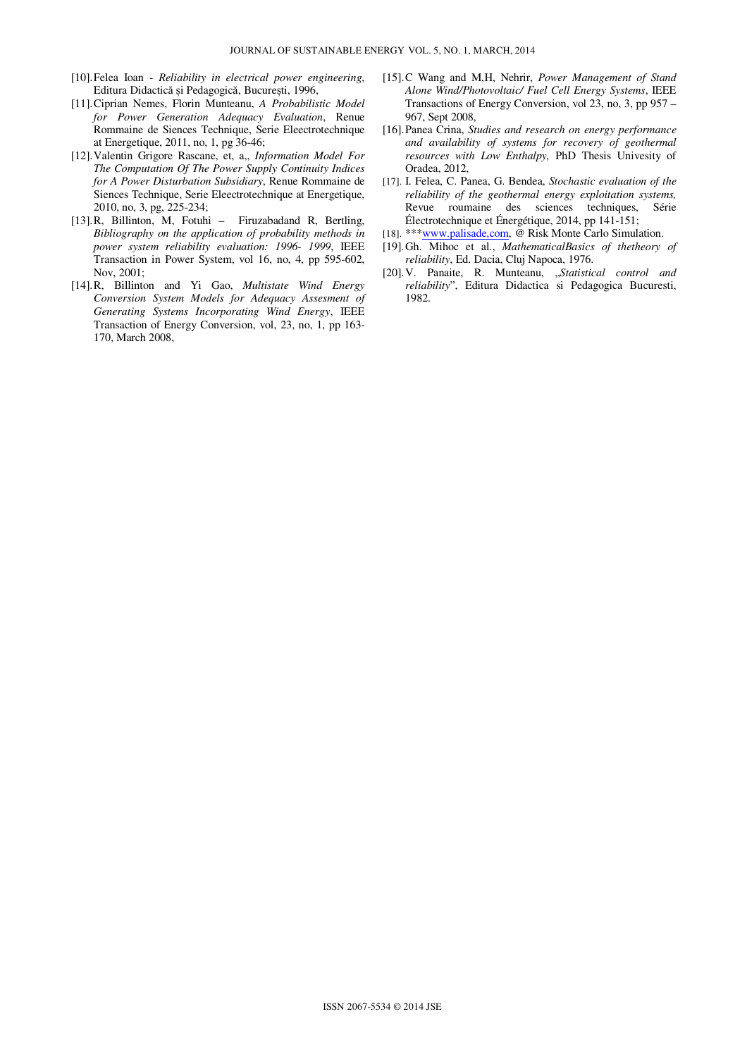[10]. Felea Ioan - *Reliability in electrical power engineering*, Editura Didactică şi Pedagogică, Bucureşti, 1996,

[11]. Ciprian Nemes, Florin Munteanu, *A Probabilistic Model for Power Generation Adequacy Evaluation*, Renue Rommaine de Siences Technique, Serie Eleectrotechnique at Energetique, 2011, no, 1, pg 36-46;

[12]. Valentin Grigore Rascane, et, a,, *Information Model For The Computation Of The Power Supply Continuity Indices for A Power Disturbation Subsidiary*, Renue Rommaine de Siences Technique, Serie Eleectrotechnique at Energetique, 2010, no, 3, pg, 225-234;

[13]. R, Billinton, M, Fotuhi – Firuzabadand R, Bertling, *Bibliography on the application of probability methods in power system reliability evaluation: 1996- 1999*, IEEE Transaction in Power System, vol 16, no, 4, pp 595-602, Nov, 2001;

[14]. R, Billinton and Yi Gao, *Multistate Wind Energy Conversion System Models for Adequacy Assesment of Generating Systems Incorporating Wind Energy*, IEEE Transaction of Energy Conversion, vol, 23, no, 1, pp 163-170, March 2008,

[15]. C Wang and M,H, Nehrir, *Power Management of Stand Alone Wind/Photovoltaic/ Fuel Cell Energy Systems*, IEEE Transactions of Energy Conversion, vol 23, no, 3, pp 957 – 967, Sept 2008,

[16]. Panea Crina, *Studies and research on energy performance and availability of systems for recovery of geothermal resources with Low Enthalpy,* PhD Thesis Univesity of Oradea, 2012,

[17]. I. Felea, C. Panea, G. Bendea, *Stochastic evaluation of the reliability of the geothermal energy exploitation systems,* Revue roumaine des sciences techniques, Série Électrotechnique et Énergétique, 2014, pp 141-151;

[18]. ***www.palisade,com, @ Risk Monte Carlo Simulation.

[19]. Gh. Mihoc et al., *MathematicalBasics of thetheory of reliability*, Ed. Dacia, Cluj Napoca, 1976.

[20]. V. Panaite, R. Munteanu, „*Statistical control and reliability*", Editura Didactica si Pedagogica Bucuresti, 1982.